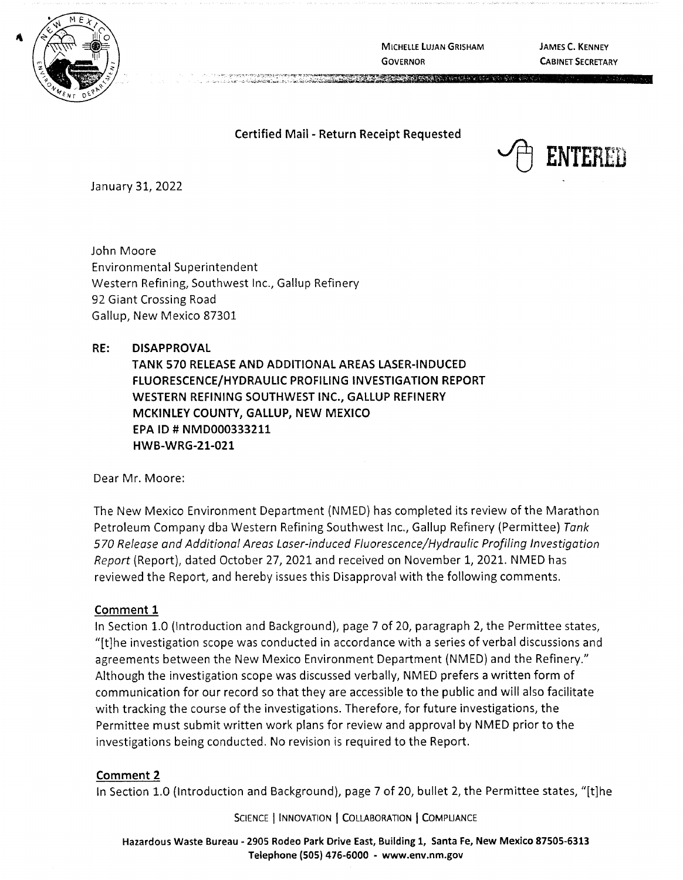MICHELLE LUJAN GRISHAM
GOVERNOR

JAMES C. KENNEY
CABINET SECRETARY

**Certified Mail - Return Receipt Requested**

ENTERED

January 31, 2022

John Moore
Environmental Superintendent
Western Refining, Southwest Inc., Gallup Refinery
92 Giant Crossing Road
Gallup, New Mexico 87301

**RE: DISAPPROVAL**
**TANK 570 RELEASE AND ADDITIONAL AREAS LASER-INDUCED FLUORESCENCE/HYDRAULIC PROFILING INVESTIGATION REPORT**
**WESTERN REFINING SOUTHWEST INC., GALLUP REFINERY**
**MCKINLEY COUNTY, GALLUP, NEW MEXICO**
**EPA ID # NMD000333211**
**HWB-WRG-21-021**

Dear Mr. Moore:

The New Mexico Environment Department (NMED) has completed its review of the Marathon Petroleum Company dba Western Refining Southwest Inc., Gallup Refinery (Permittee) *Tank 570 Release and Additional Areas Laser-induced Fluorescence/Hydraulic Profiling Investigation Report* (Report), dated October 27, 2021 and received on November 1, 2021. NMED has reviewed the Report, and hereby issues this Disapproval with the following comments.

**Comment 1**

In Section 1.0 (Introduction and Background), page 7 of 20, paragraph 2, the Permittee states, "[t]he investigation scope was conducted in accordance with a series of verbal discussions and agreements between the New Mexico Environment Department (NMED) and the Refinery." Although the investigation scope was discussed verbally, NMED prefers a written form of communication for our record so that they are accessible to the public and will also facilitate with tracking the course of the investigations. Therefore, for future investigations, the Permittee must submit written work plans for review and approval by NMED prior to the investigations being conducted. No revision is required to the Report.

**Comment 2**

In Section 1.0 (Introduction and Background), page 7 of 20, bullet 2, the Permittee states, "[t]he

SCIENCE | INNOVATION | COLLABORATION | COMPLIANCE

Hazardous Waste Bureau - 2905 Rodeo Park Drive East, Building 1, Santa Fe, New Mexico 87505-6313
Telephone (505) 476-6000 - www.env.nm.gov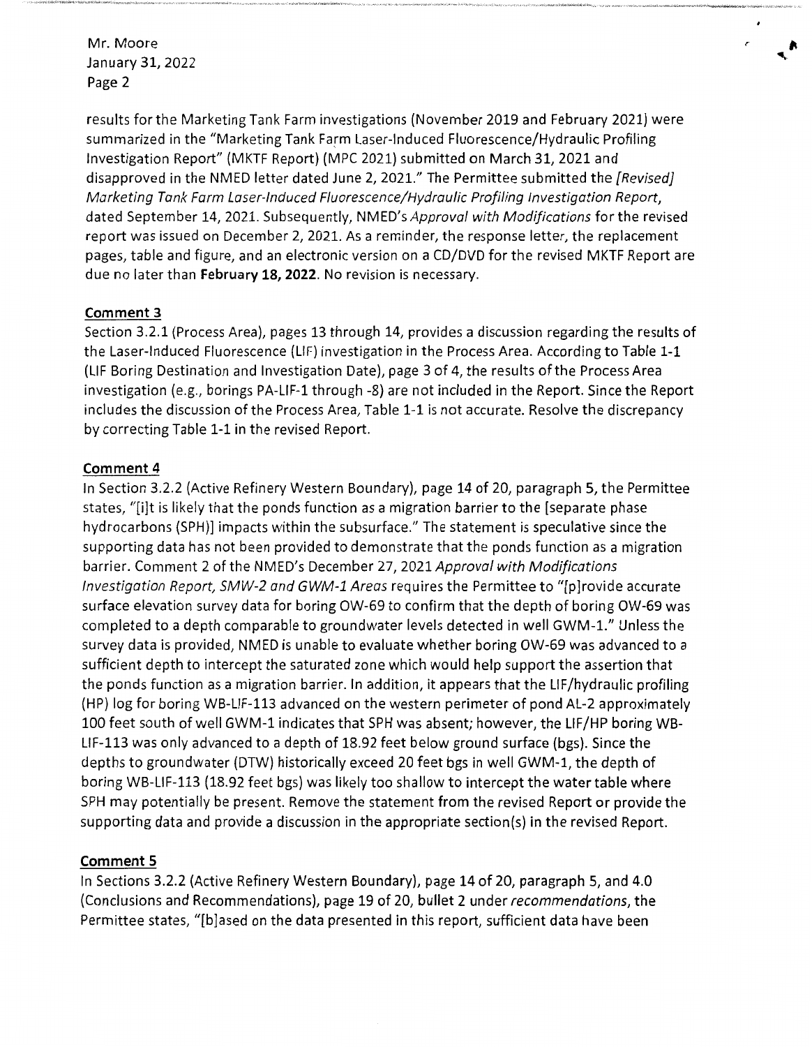results for the Marketing Tank Farm investigations (November 2019 and February 2021) were summarized in the "Marketing Tank Farm Laser-Induced Fluorescence/Hydraulic Profiling Investigation Report" (MKTF Report) (MPC 2021) submitted on March 31, 2021 and disapproved in the NMED letter dated June 2, 2021." The Permittee submitted the *[Revised] Marketing Tank Farm Laser-Induced Fluorescence/Hydraulic Profiling Investigation Report*, dated September 14, 2021. Subsequently, NMED's *Approval with Modifications* for the revised report was issued on December 2, 2021. As a reminder, the response letter, the replacement pages, table and figure, and an electronic version on a CD/DVD for the revised MKTF Report are due no later than **February 18, 2022**. No revision is necessary.

**Comment 3**

Section 3.2.1 (Process Area), pages 13 through 14, provides a discussion regarding the results of the Laser-Induced Fluorescence (LIF) investigation in the Process Area. According to Table 1-1 (LIF Boring Destination and Investigation Date), page 3 of 4, the results of the Process Area investigation (e.g., borings PA-LIF-1 through -8) are not included in the Report. Since the Report includes the discussion of the Process Area, Table 1-1 is not accurate. Resolve the discrepancy by correcting Table 1-1 in the revised Report.

**Comment 4**

In Section 3.2.2 (Active Refinery Western Boundary), page 14 of 20, paragraph 5, the Permittee states, "[i]t is likely that the ponds function as a migration barrier to the [separate phase hydrocarbons (SPH)] impacts within the subsurface." The statement is speculative since the supporting data has not been provided to demonstrate that the ponds function as a migration barrier. Comment 2 of the NMED's December 27, 2021 *Approval with Modifications Investigation Report, SMW-2 and GWM-1 Areas* requires the Permittee to "[p]rovide accurate surface elevation survey data for boring OW-69 to confirm that the depth of boring OW-69 was completed to a depth comparable to groundwater levels detected in well GWM-1." Unless the survey data is provided, NMED is unable to evaluate whether boring OW-69 was advanced to a sufficient depth to intercept the saturated zone which would help support the assertion that the ponds function as a migration barrier. In addition, it appears that the LIF/hydraulic profiling (HP) log for boring WB-LIF-113 advanced on the western perimeter of pond AL-2 approximately 100 feet south of well GWM-1 indicates that SPH was absent; however, the LIF/HP boring WB-LIF-113 was only advanced to a depth of 18.92 feet below ground surface (bgs). Since the depths to groundwater (DTW) historically exceed 20 feet bgs in well GWM-1, the depth of boring WB-LIF-113 (18.92 feet bgs) was likely too shallow to intercept the water table where SPH may potentially be present. Remove the statement from the revised Report or provide the supporting data and provide a discussion in the appropriate section(s) in the revised Report.

**Comment 5**

In Sections 3.2.2 (Active Refinery Western Boundary), page 14 of 20, paragraph 5, and 4.0 (Conclusions and Recommendations), page 19 of 20, bullet 2 under *recommendations*, the Permittee states, "[b]ased on the data presented in this report, sufficient data have been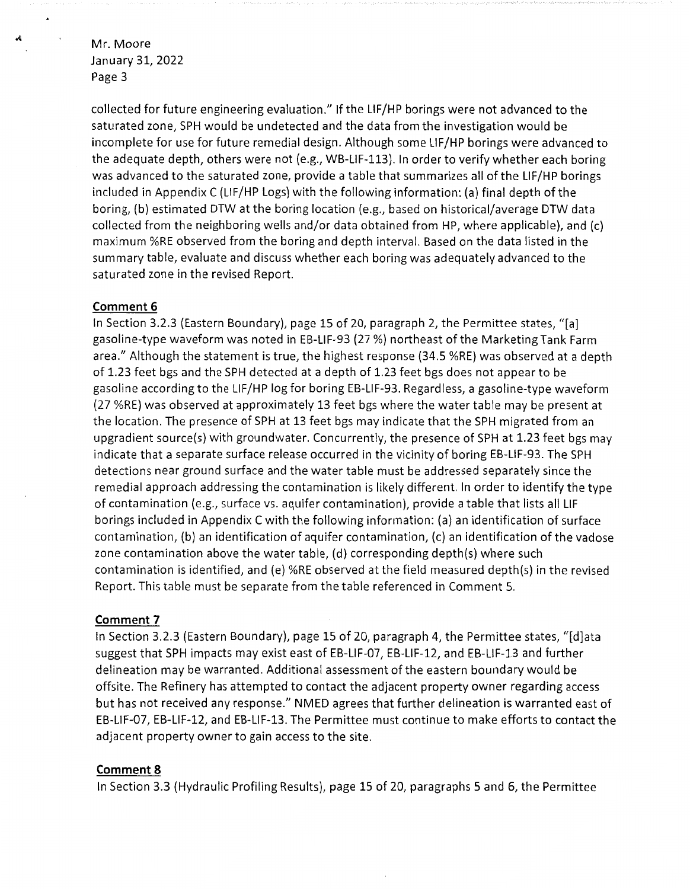collected for future engineering evaluation." If the LIF/HP borings were not advanced to the saturated zone, SPH would be undetected and the data from the investigation would be incomplete for use for future remedial design. Although some LIF/HP borings were advanced to the adequate depth, others were not (e.g., WB-LIF-113). In order to verify whether each boring was advanced to the saturated zone, provide a table that summarizes all of the LIF/HP borings included in Appendix C (LIF/HP Logs) with the following information: (a) final depth of the boring, (b) estimated DTW at the boring location (e.g., based on historical/average DTW data collected from the neighboring wells and/or data obtained from HP, where applicable), and (c) maximum %RE observed from the boring and depth interval. Based on the data listed in the summary table, evaluate and discuss whether each boring was adequately advanced to the saturated zone in the revised Report.

**Comment 6**

In Section 3.2.3 (Eastern Boundary), page 15 of 20, paragraph 2, the Permittee states, "[a] gasoline-type waveform was noted in EB-LIF-93 (27 %) northeast of the Marketing Tank Farm area." Although the statement is true, the highest response (34.5 %RE) was observed at a depth of 1.23 feet bgs and the SPH detected at a depth of 1.23 feet bgs does not appear to be gasoline according to the LIF/HP log for boring EB-LIF-93. Regardless, a gasoline-type waveform (27 %RE) was observed at approximately 13 feet bgs where the water table may be present at the location. The presence of SPH at 13 feet bgs may indicate that the SPH migrated from an upgradient source(s) with groundwater. Concurrently, the presence of SPH at 1.23 feet bgs may indicate that a separate surface release occurred in the vicinity of boring EB-LIF-93. The SPH detections near ground surface and the water table must be addressed separately since the remedial approach addressing the contamination is likely different. In order to identify the type of contamination (e.g., surface vs. aquifer contamination), provide a table that lists all LIF borings included in Appendix C with the following information: (a) an identification of surface contamination, (b) an identification of aquifer contamination, (c) an identification of the vadose zone contamination above the water table, (d) corresponding depth(s) where such contamination is identified, and (e) %RE observed at the field measured depth(s) in the revised Report. This table must be separate from the table referenced in Comment 5.

**Comment 7**

In Section 3.2.3 (Eastern Boundary), page 15 of 20, paragraph 4, the Permittee states, "[d]ata suggest that SPH impacts may exist east of EB-LIF-07, EB-LIF-12, and EB-LIF-13 and further delineation may be warranted. Additional assessment of the eastern boundary would be offsite. The Refinery has attempted to contact the adjacent property owner regarding access but has not received any response." NMED agrees that further delineation is warranted east of EB-LIF-07, EB-LIF-12, and EB-LIF-13. The Permittee must continue to make efforts to contact the adjacent property owner to gain access to the site.

**Comment 8**

In Section 3.3 (Hydraulic Profiling Results), page 15 of 20, paragraphs 5 and 6, the Permittee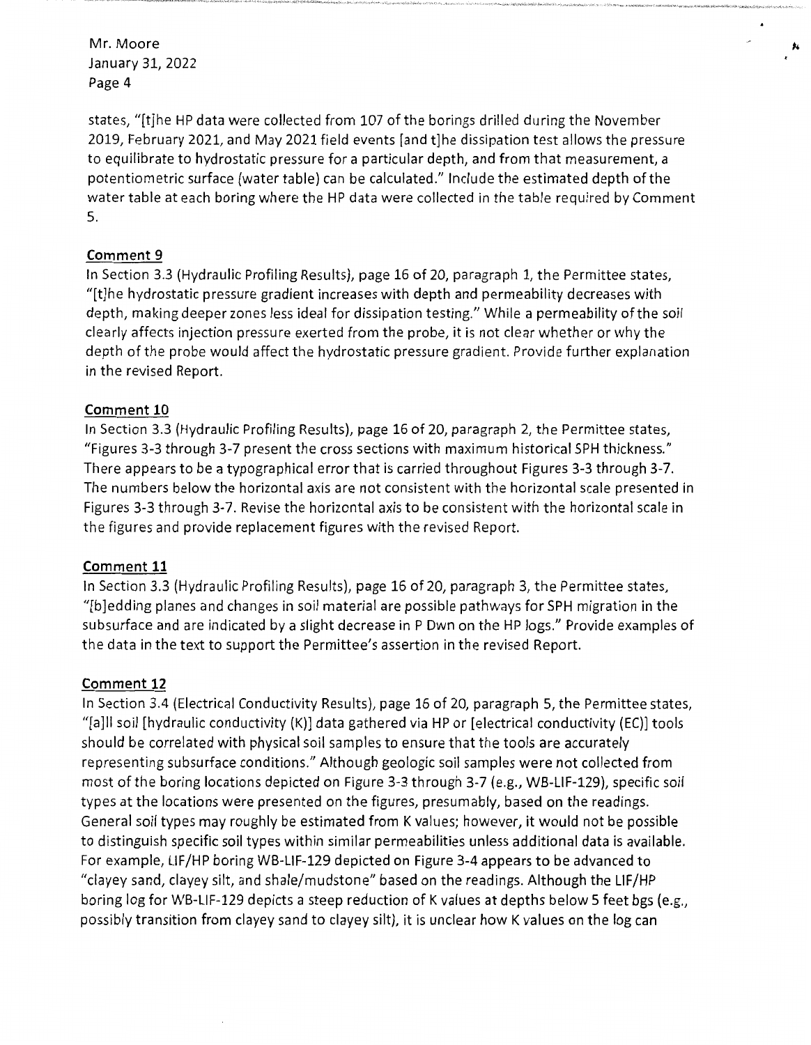states, "[t]he HP data were collected from 107 of the borings drilled during the November 2019, February 2021, and May 2021 field events [and t]he dissipation test allows the pressure to equilibrate to hydrostatic pressure for a particular depth, and from that measurement, a potentiometric surface (water table) can be calculated." Include the estimated depth of the water table at each boring where the HP data were collected in the table required by Comment 5.

**Comment 9**

In Section 3.3 (Hydraulic Profiling Results), page 16 of 20, paragraph 1, the Permittee states, "[t]he hydrostatic pressure gradient increases with depth and permeability decreases with depth, making deeper zones less ideal for dissipation testing." While a permeability of the soil clearly affects injection pressure exerted from the probe, it is not clear whether or why the depth of the probe would affect the hydrostatic pressure gradient. Provide further explanation in the revised Report.

**Comment 10**

In Section 3.3 (Hydraulic Profiling Results), page 16 of 20, paragraph 2, the Permittee states, "Figures 3-3 through 3-7 present the cross sections with maximum historical SPH thickness." There appears to be a typographical error that is carried throughout Figures 3-3 through 3-7. The numbers below the horizontal axis are not consistent with the horizontal scale presented in Figures 3-3 through 3-7. Revise the horizontal axis to be consistent with the horizontal scale in the figures and provide replacement figures with the revised Report.

**Comment 11**

In Section 3.3 (Hydraulic Profiling Results), page 16 of 20, paragraph 3, the Permittee states, "[b]edding planes and changes in soil material are possible pathways for SPH migration in the subsurface and are indicated by a slight decrease in P Dwn on the HP logs." Provide examples of the data in the text to support the Permittee's assertion in the revised Report.

**Comment 12**

In Section 3.4 (Electrical Conductivity Results), page 16 of 20, paragraph 5, the Permittee states, "[a]ll soil [hydraulic conductivity (K)] data gathered via HP or [electrical conductivity (EC)] tools should be correlated with physical soil samples to ensure that the tools are accurately representing subsurface conditions." Although geologic soil samples were not collected from most of the boring locations depicted on Figure 3-3 through 3-7 (e.g., WB-LIF-129), specific soil types at the locations were presented on the figures, presumably, based on the readings. General soil types may roughly be estimated from K values; however, it would not be possible to distinguish specific soil types within similar permeabilities unless additional data is available. For example, LIF/HP boring WB-LIF-129 depicted on Figure 3-4 appears to be advanced to "clayey sand, clayey silt, and shale/mudstone" based on the readings. Although the LIF/HP boring log for WB-LIF-129 depicts a steep reduction of K values at depths below 5 feet bgs (e.g., possibly transition from clayey sand to clayey silt), it is unclear how K values on the log can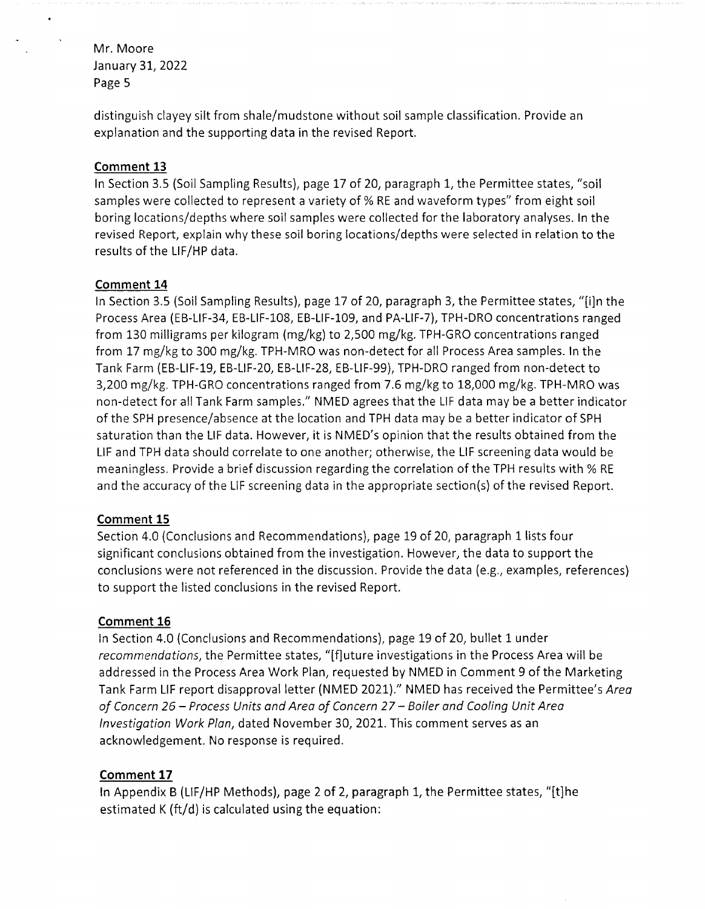distinguish clayey silt from shale/mudstone without soil sample classification. Provide an explanation and the supporting data in the revised Report.

**Comment 13**

In Section 3.5 (Soil Sampling Results), page 17 of 20, paragraph 1, the Permittee states, "soil samples were collected to represent a variety of % RE and waveform types" from eight soil boring locations/depths where soil samples were collected for the laboratory analyses. In the revised Report, explain why these soil boring locations/depths were selected in relation to the results of the LIF/HP data.

**Comment 14**

In Section 3.5 (Soil Sampling Results), page 17 of 20, paragraph 3, the Permittee states, "[i]n the Process Area (EB-LIF-34, EB-LIF-108, EB-LIF-109, and PA-LIF-7), TPH-DRO concentrations ranged from 130 milligrams per kilogram (mg/kg) to 2,500 mg/kg. TPH-GRO concentrations ranged from 17 mg/kg to 300 mg/kg. TPH-MRO was non-detect for all Process Area samples. In the Tank Farm (EB-LIF-19, EB-LIF-20, EB-LIF-28, EB-LIF-99), TPH-DRO ranged from non-detect to 3,200 mg/kg. TPH-GRO concentrations ranged from 7.6 mg/kg to 18,000 mg/kg. TPH-MRO was non-detect for all Tank Farm samples." NMED agrees that the LIF data may be a better indicator of the SPH presence/absence at the location and TPH data may be a better indicator of SPH saturation than the LIF data. However, it is NMED's opinion that the results obtained from the LIF and TPH data should correlate to one another; otherwise, the LIF screening data would be meaningless. Provide a brief discussion regarding the correlation of the TPH results with % RE and the accuracy of the LIF screening data in the appropriate section(s) of the revised Report.

**Comment 15**

Section 4.0 (Conclusions and Recommendations), page 19 of 20, paragraph 1 lists four significant conclusions obtained from the investigation. However, the data to support the conclusions were not referenced in the discussion. Provide the data (e.g., examples, references) to support the listed conclusions in the revised Report.

**Comment 16**

In Section 4.0 (Conclusions and Recommendations), page 19 of 20, bullet 1 under *recommendations*, the Permittee states, "[f]uture investigations in the Process Area will be addressed in the Process Area Work Plan, requested by NMED in Comment 9 of the Marketing Tank Farm LIF report disapproval letter (NMED 2021)." NMED has received the Permittee's *Area of Concern 26 – Process Units and Area of Concern 27 – Boiler and Cooling Unit Area Investigation Work Plan*, dated November 30, 2021. This comment serves as an acknowledgement. No response is required.

**Comment 17**

In Appendix B (LIF/HP Methods), page 2 of 2, paragraph 1, the Permittee states, "[t]he estimated K (ft/d) is calculated using the equation: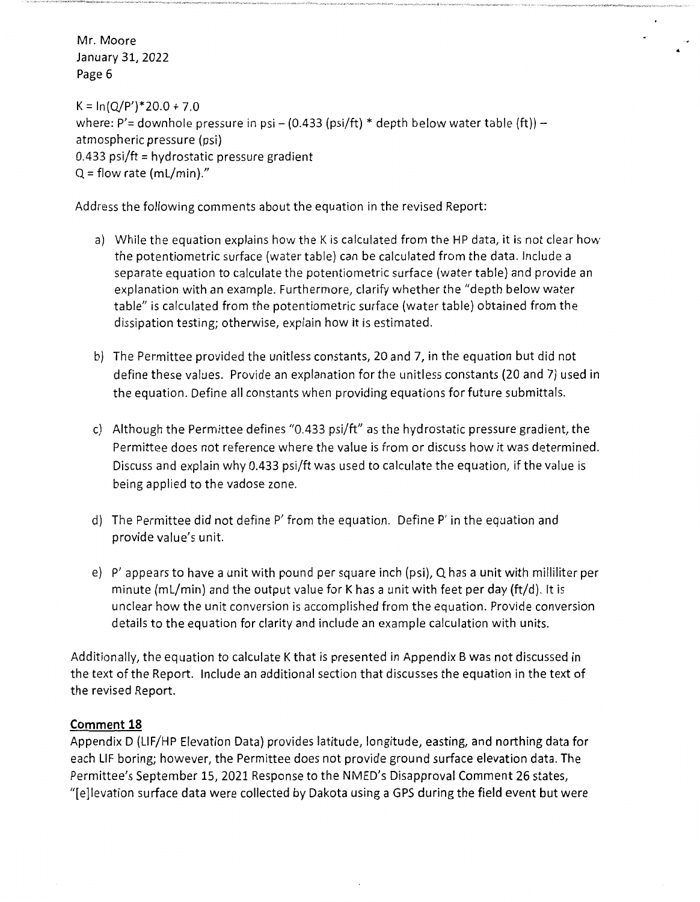$K = \ln(Q/P')*20.0 + 7.0$
where: $P'$= downhole pressure in psi – (0.433 (psi/ft) * depth below water table (ft)) – atmospheric pressure (psi)
0.433 psi/ft = hydrostatic pressure gradient
Q = flow rate (mL/min)."

Address the following comments about the equation in the revised Report:

a) While the equation explains how the K is calculated from the HP data, it is not clear how the potentiometric surface (water table) can be calculated from the data. Include a separate equation to calculate the potentiometric surface (water table) and provide an explanation with an example. Furthermore, clarify whether the "depth below water table" is calculated from the potentiometric surface (water table) obtained from the dissipation testing; otherwise, explain how it is estimated.

b) The Permittee provided the unitless constants, 20 and 7, in the equation but did not define these values. Provide an explanation for the unitless constants (20 and 7) used in the equation. Define all constants when providing equations for future submittals.

c) Although the Permittee defines "0.433 psi/ft" as the hydrostatic pressure gradient, the Permittee does not reference where the value is from or discuss how it was determined. Discuss and explain why 0.433 psi/ft was used to calculate the equation, if the value is being applied to the vadose zone.

d) The Permittee did not define P' from the equation. Define P' in the equation and provide value's unit.

e) P' appears to have a unit with pound per square inch (psi), Q has a unit with milliliter per minute (mL/min) and the output value for K has a unit with feet per day (ft/d). It is unclear how the unit conversion is accomplished from the equation. Provide conversion details to the equation for clarity and include an example calculation with units.

Additionally, the equation to calculate K that is presented in Appendix B was not discussed in the text of the Report. Include an additional section that discusses the equation in the text of the revised Report.

## Comment 18

Appendix D (LIF/HP Elevation Data) provides latitude, longitude, easting, and northing data for each LIF boring; however, the Permittee does not provide ground surface elevation data. The Permittee's September 15, 2021 Response to the NMED's Disapproval Comment 26 states, "[e]levation surface data were collected by Dakota using a GPS during the field event but were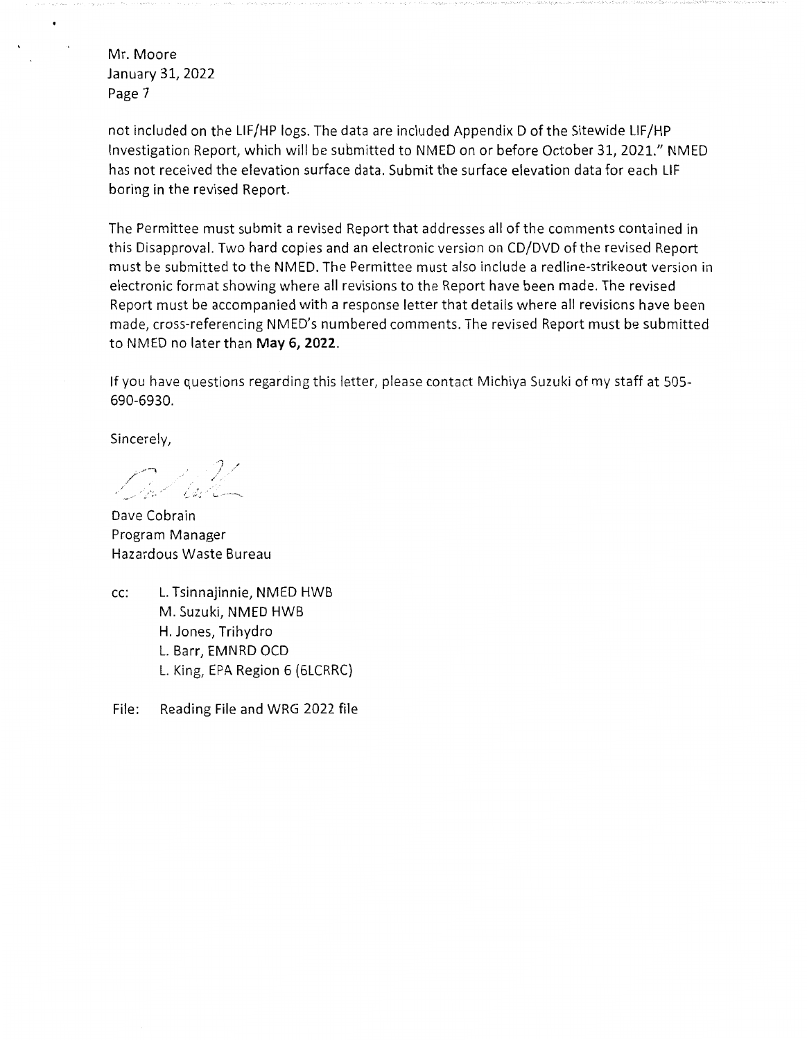not included on the LIF/HP logs. The data are included Appendix D of the Sitewide LIF/HP Investigation Report, which will be submitted to NMED on or before October 31, 2021." NMED has not received the elevation surface data. Submit the surface elevation data for each LIF boring in the revised Report.

The Permittee must submit a revised Report that addresses all of the comments contained in this Disapproval. Two hard copies and an electronic version on CD/DVD of the revised Report must be submitted to the NMED. The Permittee must also include a redline-strikeout version in electronic format showing where all revisions to the Report have been made. The revised Report must be accompanied with a response letter that details where all revisions have been made, cross-referencing NMED's numbered comments. The revised Report must be submitted to NMED no later than **May 6, 2022**.

If you have questions regarding this letter, please contact Michiya Suzuki of my staff at 505-690-6930.

Sincerely,

Dave Cobrain
Program Manager
Hazardous Waste Bureau

cc: L. Tsinnajinnie, NMED HWB
M. Suzuki, NMED HWB
H. Jones, Trihydro
L. Barr, EMNRD OCD
L. King, EPA Region 6 (6LCRRC)

File: Reading File and WRG 2022 file